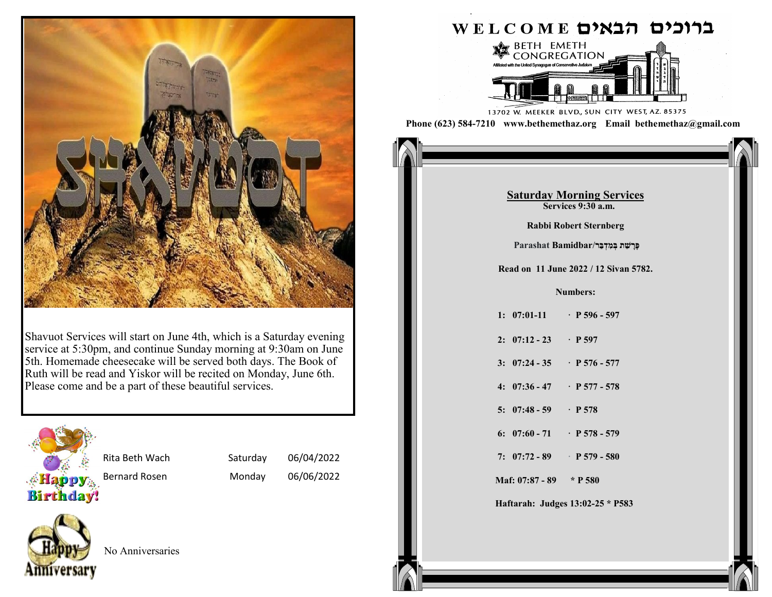SHAVUOT

Shavuot Services will start on June 4th, which is a Saturday evening service at 5:30pm, and continue Sunday morning at 9:30am on June 5th. Homemade cheesecake will be served both days. The Book of Ruth will be read and Yiskor will be recited on Monday, June 6th. Please come and be a part of these beautiful services.

Happy Birthday!

| | | |
|---|---|---|
| Rita Beth Wach | Saturday | 06/04/2022 |
| Bernard Rosen | Monday | 06/06/2022 |

Happy Anniversary

No Anniversaries

# WELCOME ברוכים הבאים

BETH EMETH CONGREGATION

Affiliated with the United Synagogue of Conservative Judaism

13702 W. MEEKER BLVD., SUN CITY WEST, AZ. 85375

**Phone (623) 584-7210 www.bethemethaz.org Email bethemethaz@gmail.com**

## Saturday Morning Services

**Services 9:30 a.m.**

**Rabbi Robert Sternberg**

**Parashat Bamidbar/פָּרָשַׁת בְּמִדְבַּר**

**Read on 11 June 2022 / 12 Sivan 5782.**

**Numbers:**

**1: 07:01-11 · P 596 - 597**

**2: 07:12 - 23 · P 597**

**3: 07:24 - 35 · P 576 - 577**

**4: 07:36 - 47 · P 577 - 578**

**5: 07:48 - 59 · P 578**

**6: 07:60 - 71 · P 578 - 579**

**7: 07:72 - 89 · P 579 - 580**

**Maf: 07:87 - 89 * P 580**

**Haftarah: Judges 13:02-25 * P583**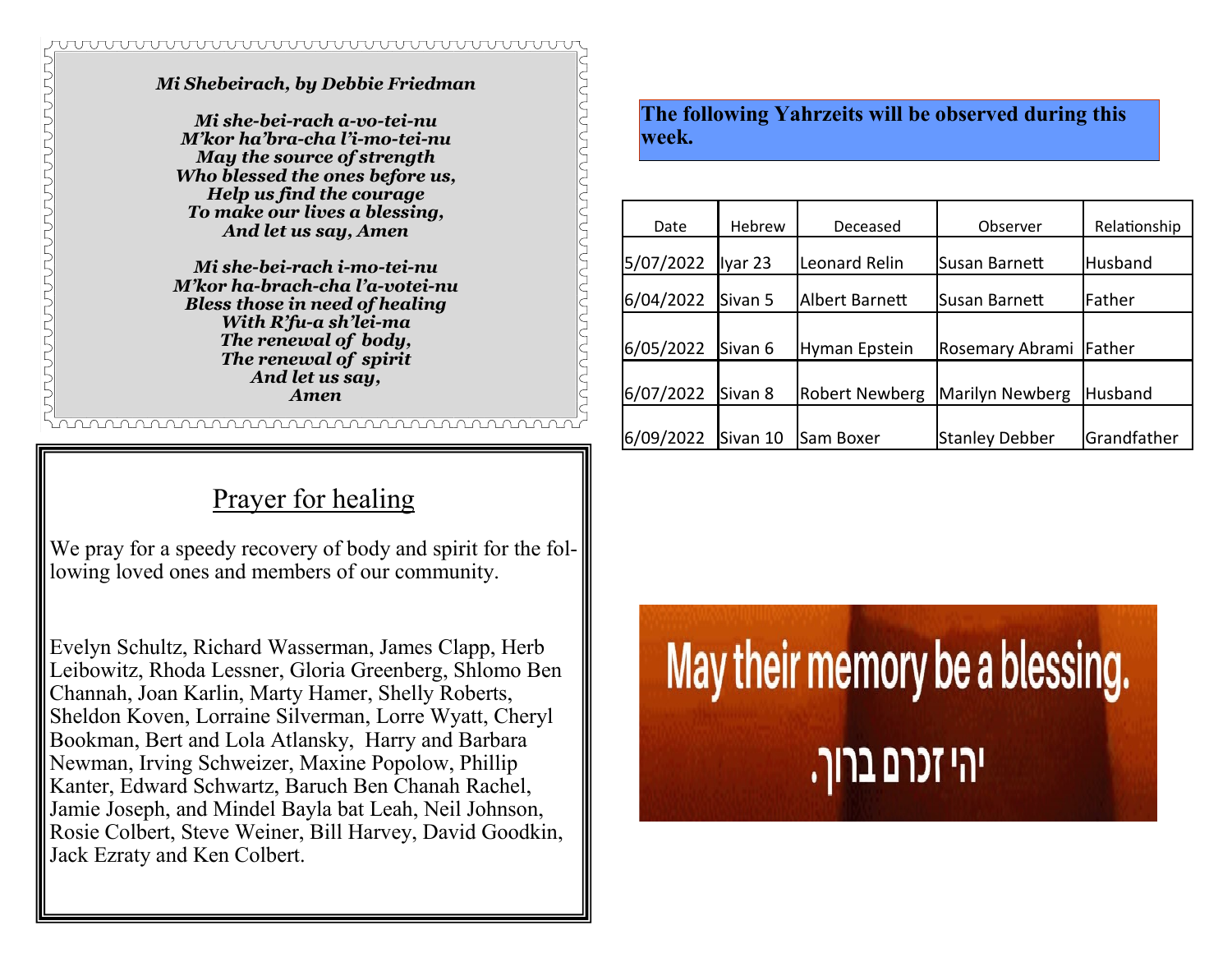***Mi Shebeirach, by Debbie Friedman***

***Mi she-bei-rach a-vo-tei-nu***
***M'kor ha'bra-cha l'i-mo-tei-nu***
***May the source of strength***
***Who blessed the ones before us,***
***Help us find the courage***
***To make our lives a blessing,***
***And let us say, Amen***

***Mi she-bei-rach i-mo-tei-nu***
***M'kor ha-brach-cha l'a-votei-nu***
***Bless those in need of healing***
***With R'fu-a sh'lei-ma***
***The renewal of body,***
***The renewal of spirit***
***And let us say,***
***Amen***

## Prayer for healing

We pray for a speedy recovery of body and spirit for the following loved ones and members of our community.

Evelyn Schultz, Richard Wasserman, James Clapp, Herb Leibowitz, Rhoda Lessner, Gloria Greenberg, Shlomo Ben Channah, Joan Karlin, Marty Hamer, Shelly Roberts, Sheldon Koven, Lorraine Silverman, Lorre Wyatt, Cheryl Bookman, Bert and Lola Atlansky, Harry and Barbara Newman, Irving Schweizer, Maxine Popolow, Phillip Kanter, Edward Schwartz, Baruch Ben Chanah Rachel, Jamie Joseph, and Mindel Bayla bat Leah, Neil Johnson, Rosie Colbert, Steve Weiner, Bill Harvey, David Goodkin, Jack Ezraty and Ken Colbert.

**The following Yahrzeits will be observed during this week.**

| Date | Hebrew | Deceased | Observer | Relationship |
|---|---|---|---|---|
| 5/07/2022 | Iyar 23 | Leonard Relin | Susan Barnett | Husband |
| 6/04/2022 | Sivan 5 | Albert Barnett | Susan Barnett | Father |
| 6/05/2022 | Sivan 6 | Hyman Epstein | Rosemary Abrami | Father |
| 6/07/2022 | Sivan 8 | Robert Newberg | Marilyn Newberg | Husband |
| 6/09/2022 | Sivan 10 | Sam Boxer | Stanley Debber | Grandfather |

May their memory be a blessing.

יהי זכרם ברוך.